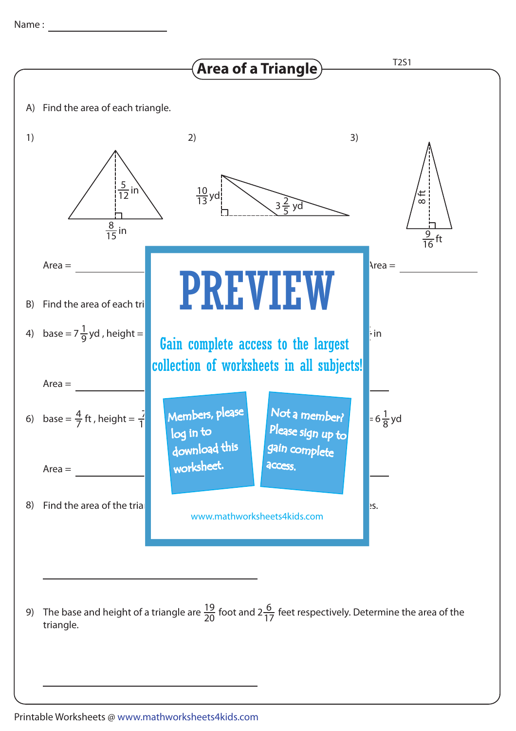Name : ____________________

# Area of a Triangle

T2S1

A) Find the area of each triangle.

1) height = $\frac{5}{12}$ in, base = $\frac{8}{15}$ in

Area = ____________

2) height = $\frac{10}{13}$ yd, base = $3\frac{2}{5}$ yd

3) height = 8 ft, base = $\frac{9}{16}$ ft

Area = ____________

# PREVIEW

Gain complete access to the largest collection of worksheets in all subjects!

Members, please log in to download this worksheet.

Not a member? Please sign up to gain complete access.

www.mathworksheets4kids.com

B) Find the area of each tri

4) base = $7\frac{1}{9}$ yd , height =

in

Area = ____________

6) base = $\frac{4}{7}$ ft , height = $\frac{7}{1}$

= $6\frac{1}{8}$ yd

Area = ____________

8) Find the area of the tria

es.

____________________________________________

9) The base and height of a triangle are $\frac{19}{20}$ foot and $2\frac{6}{17}$ feet respectively. Determine the area of the triangle.

____________________________________________

Printable Worksheets @ www.mathworksheets4kids.com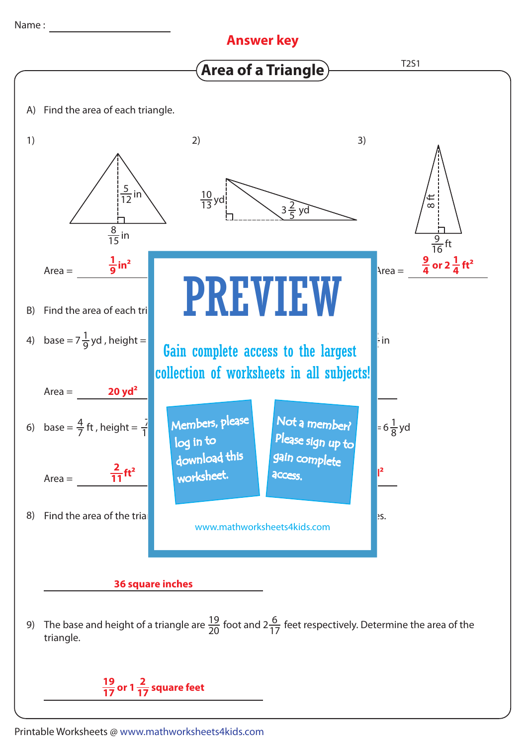Name :

**Answer key**

## Area of a Triangle

T2S1

A) Find the area of each triangle.

1)

$\frac{5}{12}$ in

$\frac{8}{15}$ in

Area = $\frac{1}{9}$ in²

2)

$\frac{10}{13}$ yd

$3\frac{2}{5}$ yd

3)

8 ft

$\frac{9}{16}$ ft

Area = $\frac{9}{4}$ or $2\frac{1}{4}$ ft²

B) Find the area of each tri

4) base = $7\frac{1}{9}$ yd , height =

in

Area = 20 yd²

6) base = $\frac{4}{7}$ ft , height =

= $6\frac{1}{8}$ yd

Area = $\frac{2}{11}$ ft²

8) Find the area of the tria

s.

36 square inches

9) The base and height of a triangle are $\frac{19}{20}$ foot and $2\frac{6}{17}$ feet respectively. Determine the area of the triangle.

$\frac{19}{17}$ or $1\frac{2}{17}$ square feet

PREVIEW

Gain complete access to the largest collection of worksheets in all subjects!

Members, please log in to download this worksheet.

Not a member? Please sign up to gain complete access.

www.mathworksheets4kids.com

Printable Worksheets @ www.mathworksheets4kids.com